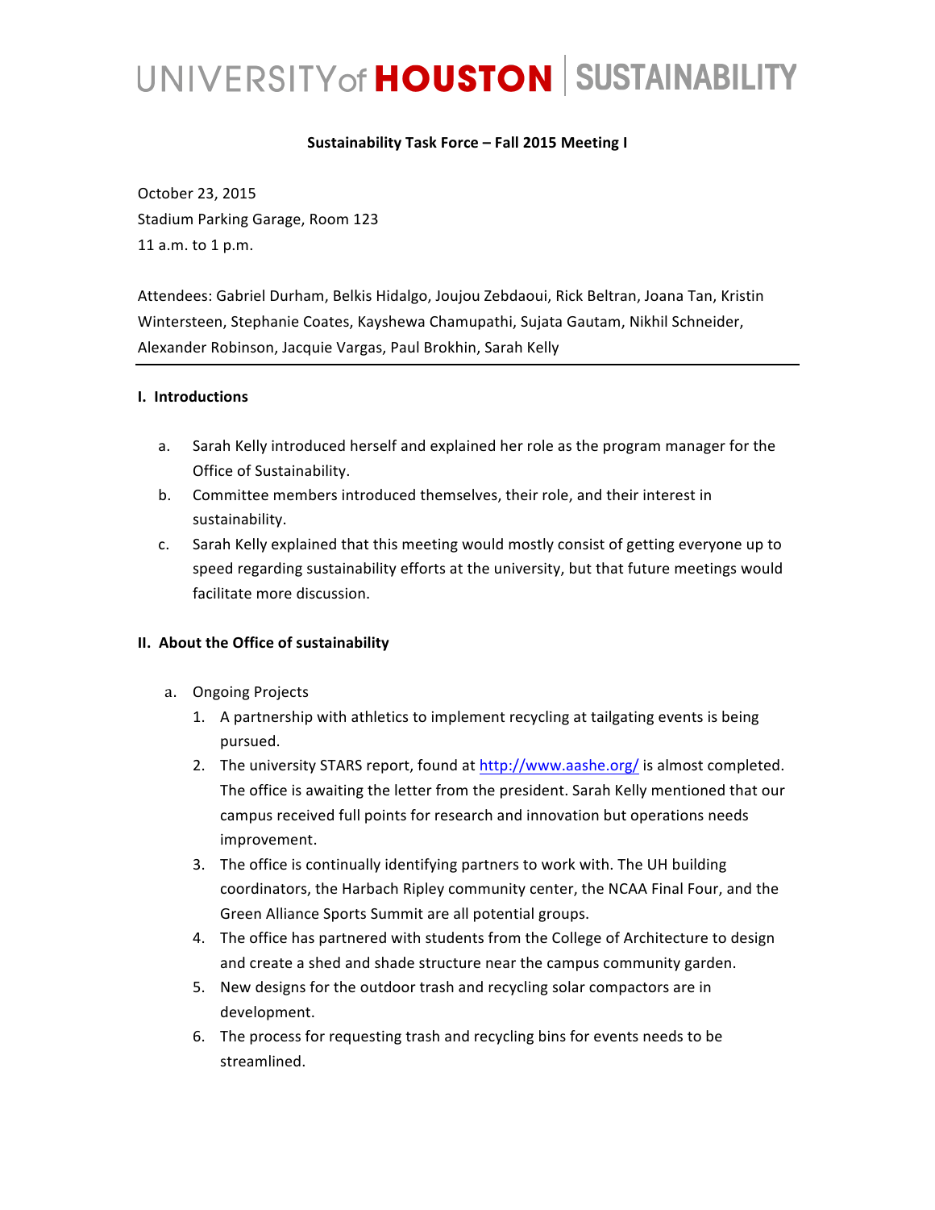# UNIVERSITY of HOUSTON | SUSTAINABILITY

**Sustainability Task Force – Fall 2015 Meeting I**

October 23, 2015
Stadium Parking Garage, Room 123
11 a.m. to 1 p.m.

Attendees: Gabriel Durham, Belkis Hidalgo, Joujou Zebdaoui, Rick Beltran, Joana Tan, Kristin Wintersteen, Stephanie Coates, Kayshewa Chamupathi, Sujata Gautam, Nikhil Schneider, Alexander Robinson, Jacquie Vargas, Paul Brokhin, Sarah Kelly

---

## I. Introductions

a. Sarah Kelly introduced herself and explained her role as the program manager for the Office of Sustainability.

b. Committee members introduced themselves, their role, and their interest in sustainability.

c. Sarah Kelly explained that this meeting would mostly consist of getting everyone up to speed regarding sustainability efforts at the university, but that future meetings would facilitate more discussion.

## II. About the Office of sustainability

a. Ongoing Projects

1. A partnership with athletics to implement recycling at tailgating events is being pursued.
2. The university STARS report, found at http://www.aashe.org/ is almost completed. The office is awaiting the letter from the president. Sarah Kelly mentioned that our campus received full points for research and innovation but operations needs improvement.
3. The office is continually identifying partners to work with. The UH building coordinators, the Harbach Ripley community center, the NCAA Final Four, and the Green Alliance Sports Summit are all potential groups.
4. The office has partnered with students from the College of Architecture to design and create a shed and shade structure near the campus community garden.
5. New designs for the outdoor trash and recycling solar compactors are in development.
6. The process for requesting trash and recycling bins for events needs to be streamlined.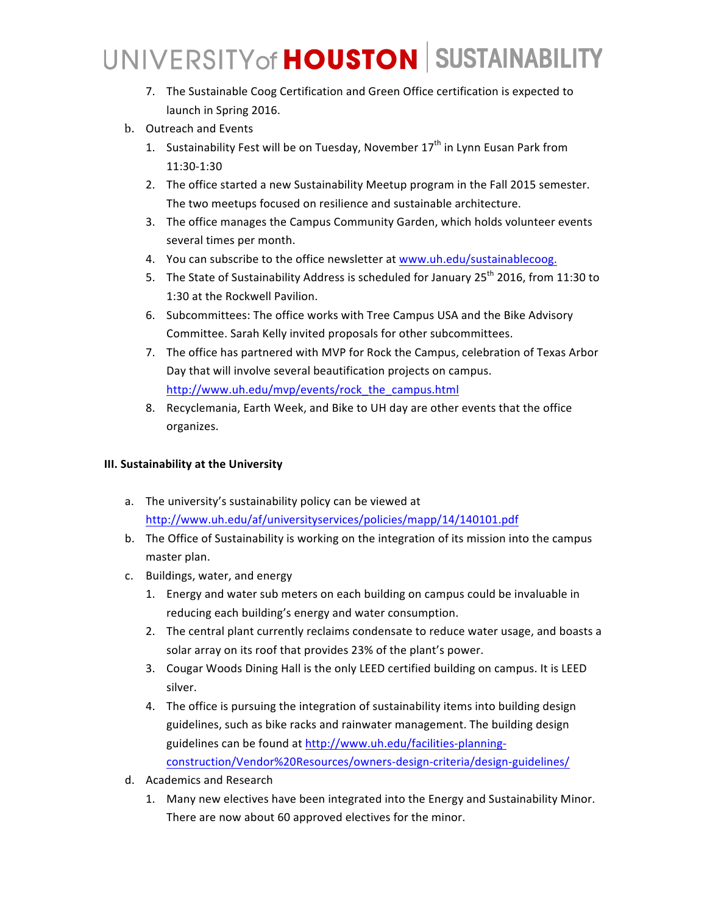7. The Sustainable Coog Certification and Green Office certification is expected to launch in Spring 2016.

b. Outreach and Events
   1. Sustainability Fest will be on Tuesday, November 17th in Lynn Eusan Park from 11:30-1:30
   2. The office started a new Sustainability Meetup program in the Fall 2015 semester. The two meetups focused on resilience and sustainable architecture.
   3. The office manages the Campus Community Garden, which holds volunteer events several times per month.
   4. You can subscribe to the office newsletter at www.uh.edu/sustainablecoog.
   5. The State of Sustainability Address is scheduled for January 25th 2016, from 11:30 to 1:30 at the Rockwell Pavilion.
   6. Subcommittees: The office works with Tree Campus USA and the Bike Advisory Committee. Sarah Kelly invited proposals for other subcommittees.
   7. The office has partnered with MVP for Rock the Campus, celebration of Texas Arbor Day that will involve several beautification projects on campus. http://www.uh.edu/mvp/events/rock_the_campus.html
   8. Recyclemania, Earth Week, and Bike to UH day are other events that the office organizes.

**III. Sustainability at the University**

a. The university's sustainability policy can be viewed at http://www.uh.edu/af/universityservices/policies/mapp/14/140101.pdf

b. The Office of Sustainability is working on the integration of its mission into the campus master plan.

c. Buildings, water, and energy
   1. Energy and water sub meters on each building on campus could be invaluable in reducing each building's energy and water consumption.
   2. The central plant currently reclaims condensate to reduce water usage, and boasts a solar array on its roof that provides 23% of the plant's power.
   3. Cougar Woods Dining Hall is the only LEED certified building on campus. It is LEED silver.
   4. The office is pursuing the integration of sustainability items into building design guidelines, such as bike racks and rainwater management. The building design guidelines can be found at http://www.uh.edu/facilities-planning-construction/Vendor%20Resources/owners-design-criteria/design-guidelines/

d. Academics and Research
   1. Many new electives have been integrated into the Energy and Sustainability Minor. There are now about 60 approved electives for the minor.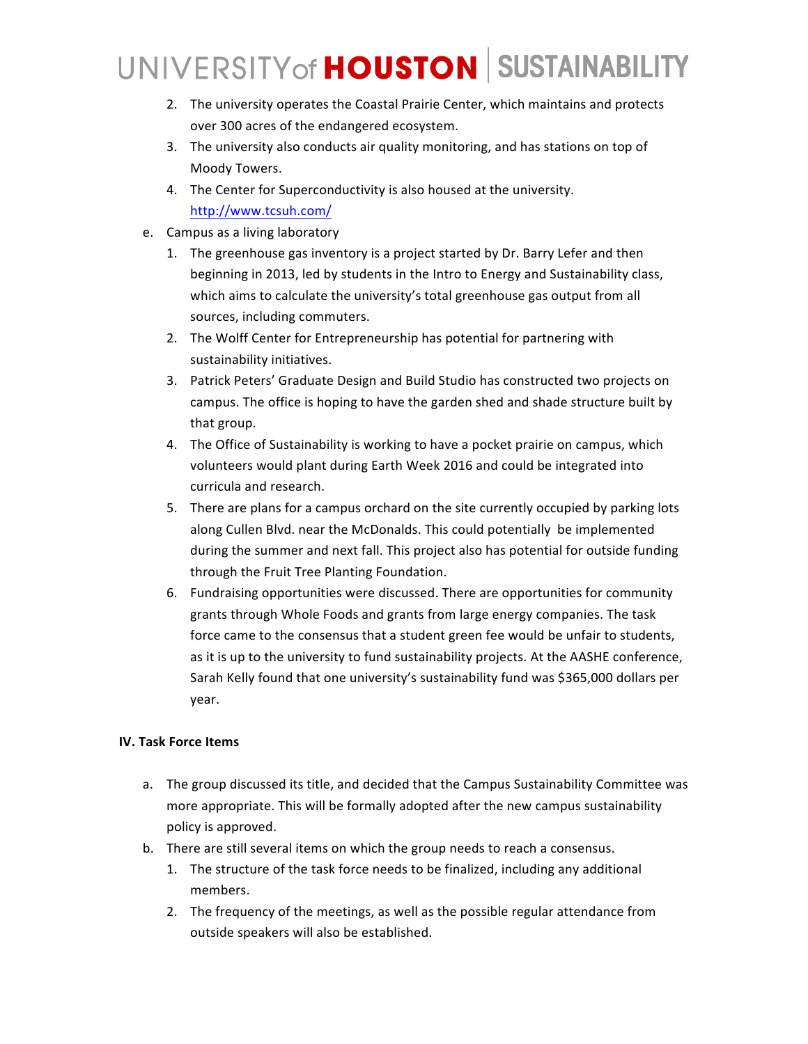2. The university operates the Coastal Prairie Center, which maintains and protects over 300 acres of the endangered ecosystem.
3. The university also conducts air quality monitoring, and has stations on top of Moody Towers.
4. The Center for Superconductivity is also housed at the university. http://www.tcsuh.com/

e. Campus as a living laboratory

1. The greenhouse gas inventory is a project started by Dr. Barry Lefer and then beginning in 2013, led by students in the Intro to Energy and Sustainability class, which aims to calculate the university's total greenhouse gas output from all sources, including commuters.
2. The Wolff Center for Entrepreneurship has potential for partnering with sustainability initiatives.
3. Patrick Peters' Graduate Design and Build Studio has constructed two projects on campus. The office is hoping to have the garden shed and shade structure built by that group.
4. The Office of Sustainability is working to have a pocket prairie on campus, which volunteers would plant during Earth Week 2016 and could be integrated into curricula and research.
5. There are plans for a campus orchard on the site currently occupied by parking lots along Cullen Blvd. near the McDonalds. This could potentially be implemented during the summer and next fall. This project also has potential for outside funding through the Fruit Tree Planting Foundation.
6. Fundraising opportunities were discussed. There are opportunities for community grants through Whole Foods and grants from large energy companies. The task force came to the consensus that a student green fee would be unfair to students, as it is up to the university to fund sustainability projects. At the AASHE conference, Sarah Kelly found that one university's sustainability fund was $365,000 dollars per year.

**IV. Task Force Items**

a. The group discussed its title, and decided that the Campus Sustainability Committee was more appropriate. This will be formally adopted after the new campus sustainability policy is approved.

b. There are still several items on which the group needs to reach a consensus.

1. The structure of the task force needs to be finalized, including any additional members.
2. The frequency of the meetings, as well as the possible regular attendance from outside speakers will also be established.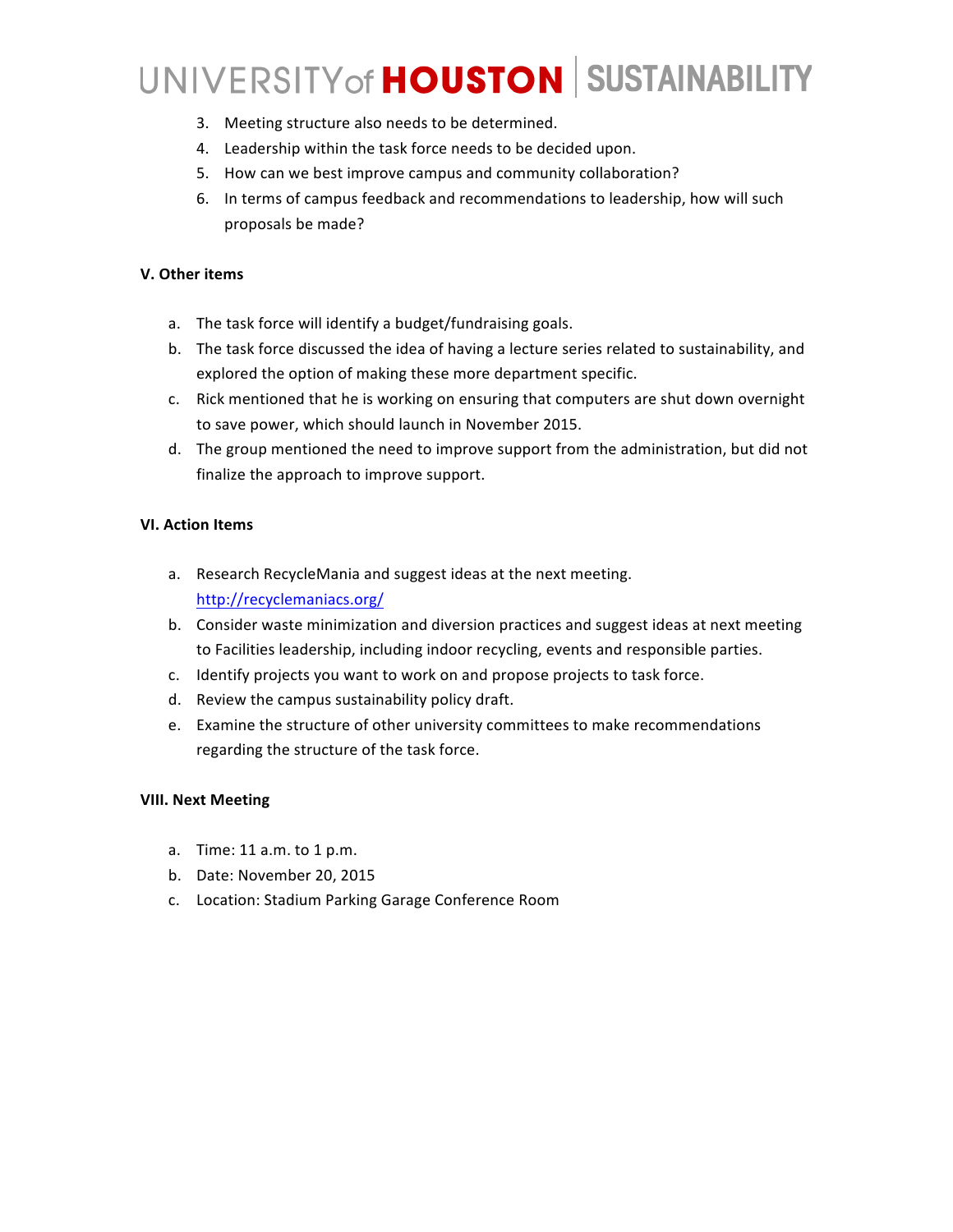3. Meeting structure also needs to be determined.
4. Leadership within the task force needs to be decided upon.
5. How can we best improve campus and community collaboration?
6. In terms of campus feedback and recommendations to leadership, how will such proposals be made?

**V. Other items**

a. The task force will identify a budget/fundraising goals.
b. The task force discussed the idea of having a lecture series related to sustainability, and explored the option of making these more department specific.
c. Rick mentioned that he is working on ensuring that computers are shut down overnight to save power, which should launch in November 2015.
d. The group mentioned the need to improve support from the administration, but did not finalize the approach to improve support.

**VI. Action Items**

a. Research RecycleMania and suggest ideas at the next meeting. http://recyclemaniacs.org/
b. Consider waste minimization and diversion practices and suggest ideas at next meeting to Facilities leadership, including indoor recycling, events and responsible parties.
c. Identify projects you want to work on and propose projects to task force.
d. Review the campus sustainability policy draft.
e. Examine the structure of other university committees to make recommendations regarding the structure of the task force.

**VIII. Next Meeting**

a. Time: 11 a.m. to 1 p.m.
b. Date: November 20, 2015
c. Location: Stadium Parking Garage Conference Room